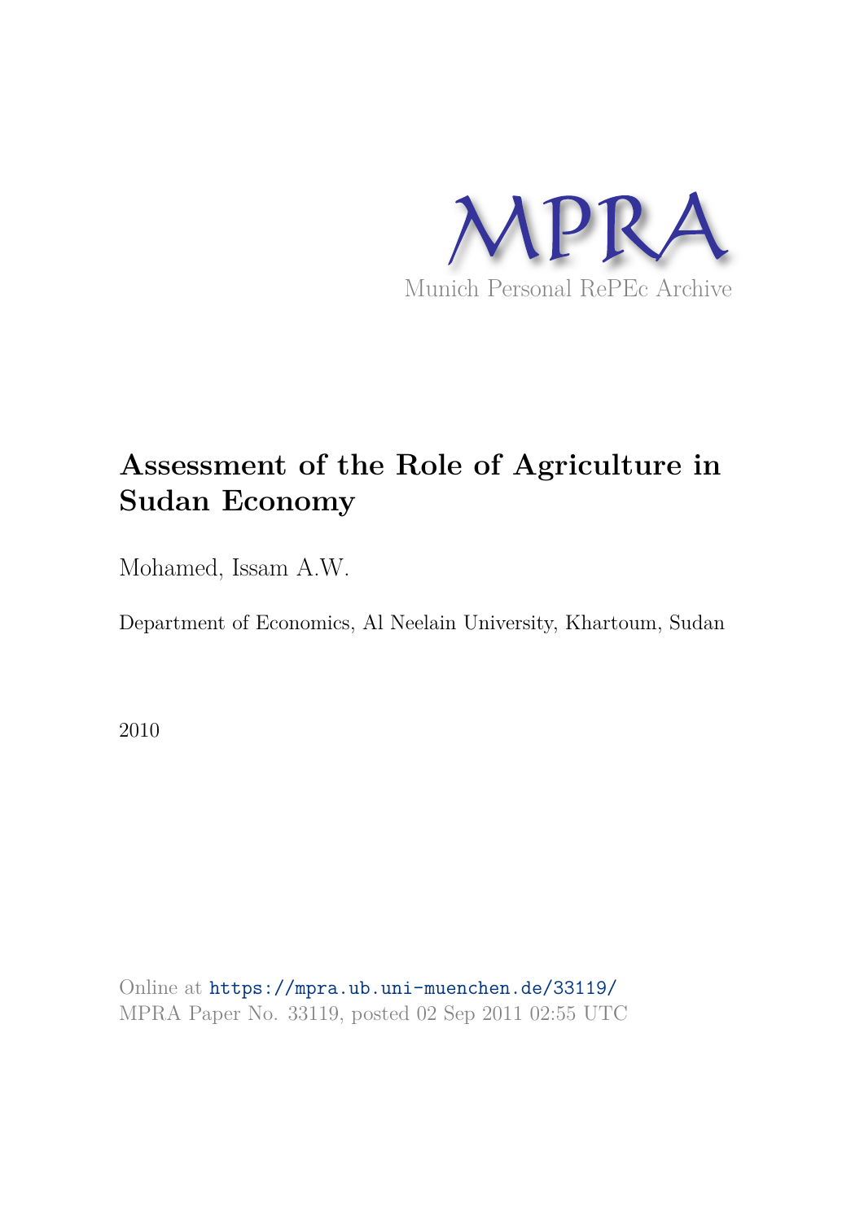MPRA

Munich Personal RePEc Archive

# Assessment of the Role of Agriculture in Sudan Economy

Mohamed, Issam A.W.

Department of Economics, Al Neelain University, Khartoum, Sudan

2010

Online at https://mpra.ub.uni-muenchen.de/33119/
MPRA Paper No. 33119, posted 02 Sep 2011 02:55 UTC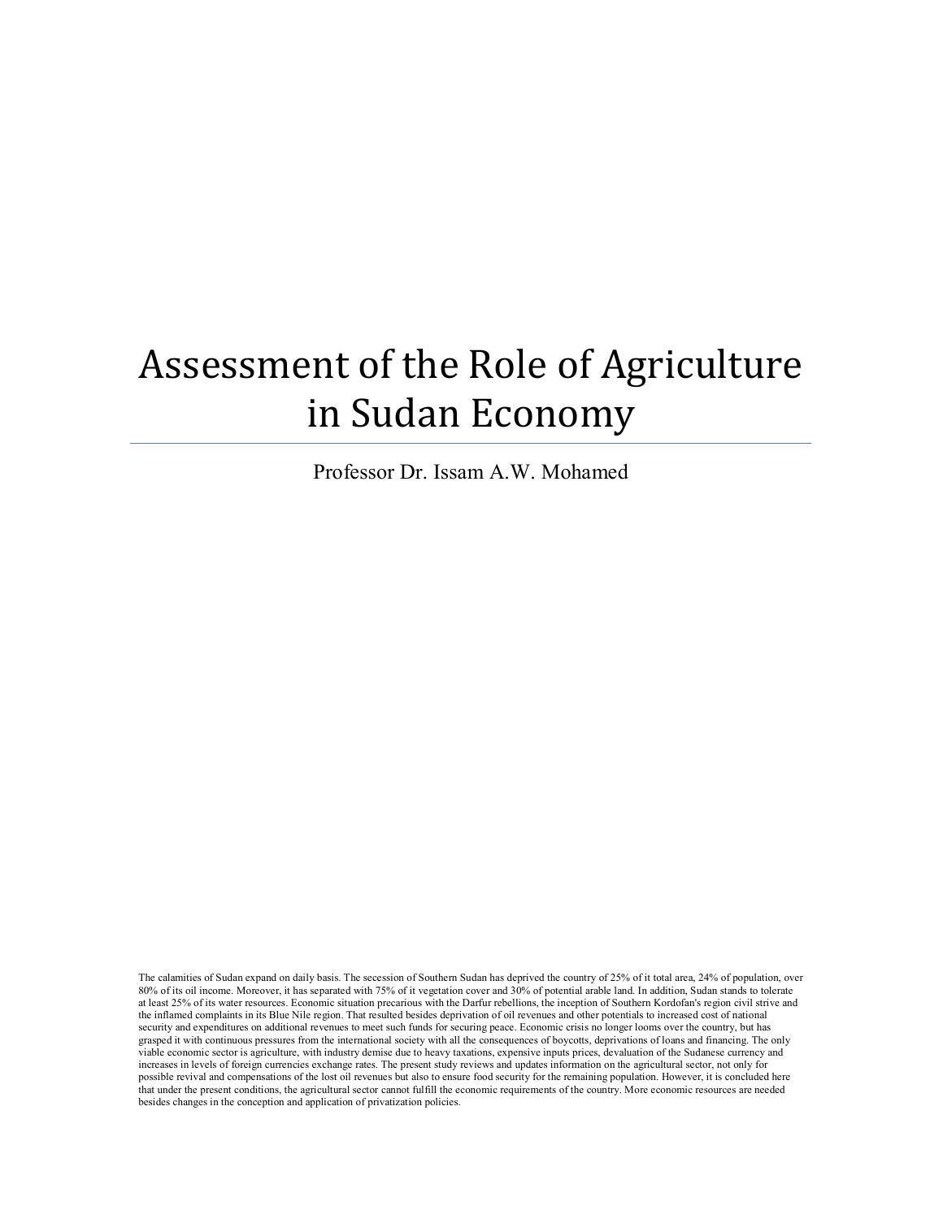# Assessment of the Role of Agriculture in Sudan Economy

Professor Dr. Issam A.W. Mohamed

The calamities of Sudan expand on daily basis. The secession of Southern Sudan has deprived the country of 25% of it total area, 24% of population, over 80% of its oil income. Moreover, it has separated with 75% of it vegetation cover and 30% of potential arable land. In addition, Sudan stands to tolerate at least 25% of its water resources. Economic situation precarious with the Darfur rebellions, the inception of Southern Kordofan's region civil strive and the inflamed complaints in its Blue Nile region. That resulted besides deprivation of oil revenues and other potentials to increased cost of national security and expenditures on additional revenues to meet such funds for securing peace. Economic crisis no longer looms over the country, but has grasped it with continuous pressures from the international society with all the consequences of boycotts, deprivations of loans and financing. The only viable economic sector is agriculture, with industry demise due to heavy taxations, expensive inputs prices, devaluation of the Sudanese currency and increases in levels of foreign currencies exchange rates. The present study reviews and updates information on the agricultural sector, not only for possible revival and compensations of the lost oil revenues but also to ensure food security for the remaining population. However, it is concluded here that under the present conditions, the agricultural sector cannot fulfill the economic requirements of the country. More economic resources are needed besides changes in the conception and application of privatization policies.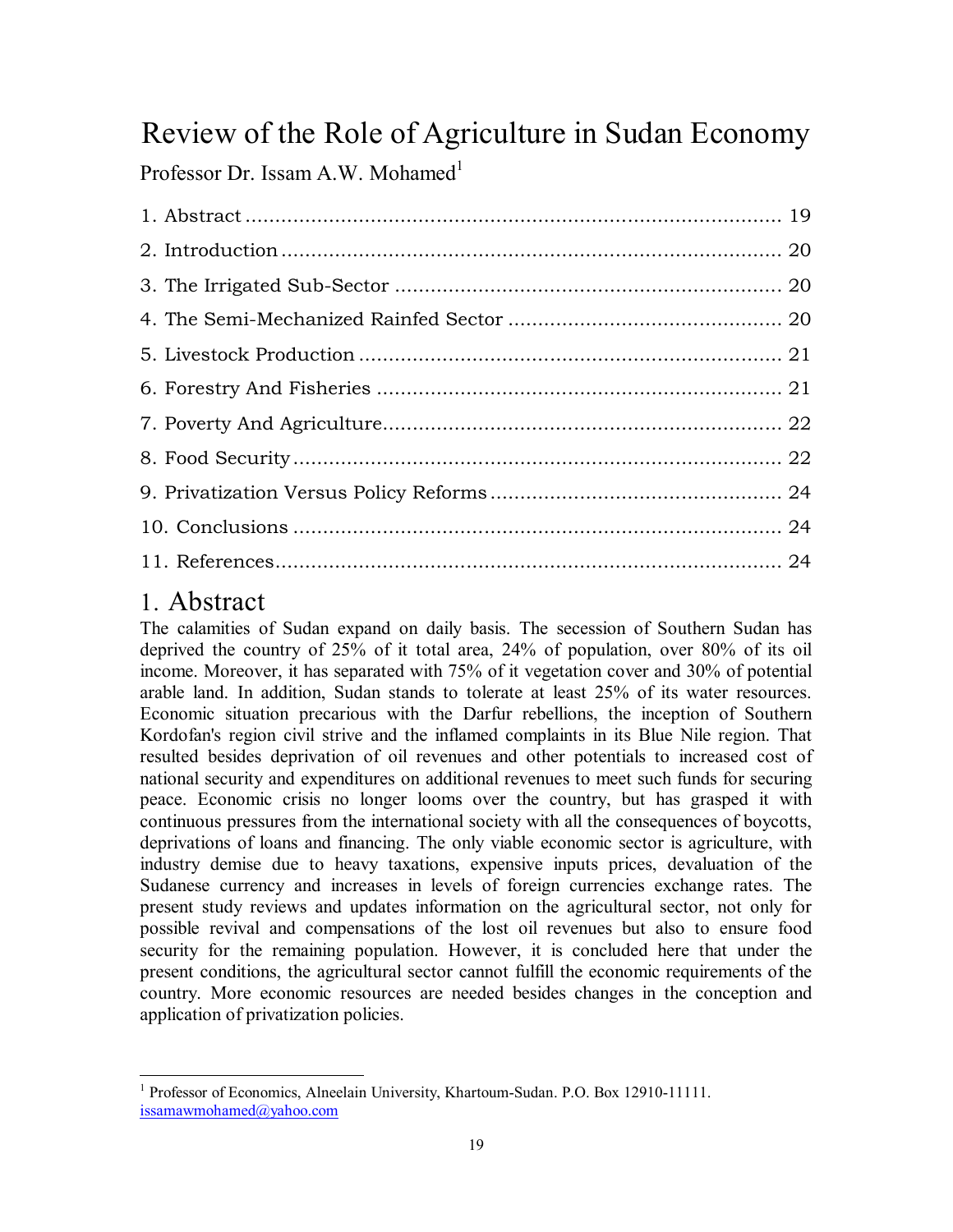# Review of the Role of Agriculture in Sudan Economy

Professor Dr. Issam A.W. Mohamed[1]

1. Abstract ........................................................................................ 19
2. Introduction .................................................................................... 20
3. The Irrigated Sub-Sector ................................................................ 20
4. The Semi-Mechanized Rainfed Sector ............................................. 20
5. Livestock Production ...................................................................... 21
6. Forestry And Fisheries .................................................................... 21
7. Poverty And Agriculture.................................................................. 22
8. Food Security ................................................................................. 22
9. Privatization Versus Policy Reforms ................................................ 24
10. Conclusions .................................................................................. 24
11. References.................................................................................... 24

## 1. Abstract

The calamities of Sudan expand on daily basis. The secession of Southern Sudan has deprived the country of 25% of it total area, 24% of population, over 80% of its oil income. Moreover, it has separated with 75% of it vegetation cover and 30% of potential arable land. In addition, Sudan stands to tolerate at least 25% of its water resources. Economic situation precarious with the Darfur rebellions, the inception of Southern Kordofan's region civil strive and the inflamed complaints in its Blue Nile region. That resulted besides deprivation of oil revenues and other potentials to increased cost of national security and expenditures on additional revenues to meet such funds for securing peace. Economic crisis no longer looms over the country, but has grasped it with continuous pressures from the international society with all the consequences of boycotts, deprivations of loans and financing. The only viable economic sector is agriculture, with industry demise due to heavy taxations, expensive inputs prices, devaluation of the Sudanese currency and increases in levels of foreign currencies exchange rates. The present study reviews and updates information on the agricultural sector, not only for possible revival and compensations of the lost oil revenues but also to ensure food security for the remaining population. However, it is concluded here that under the present conditions, the agricultural sector cannot fulfill the economic requirements of the country. More economic resources are needed besides changes in the conception and application of privatization policies.

---

[1] Professor of Economics, Alneelain University, Khartoum-Sudan. P.O. Box 12910-11111. issamawmohamed@yahoo.com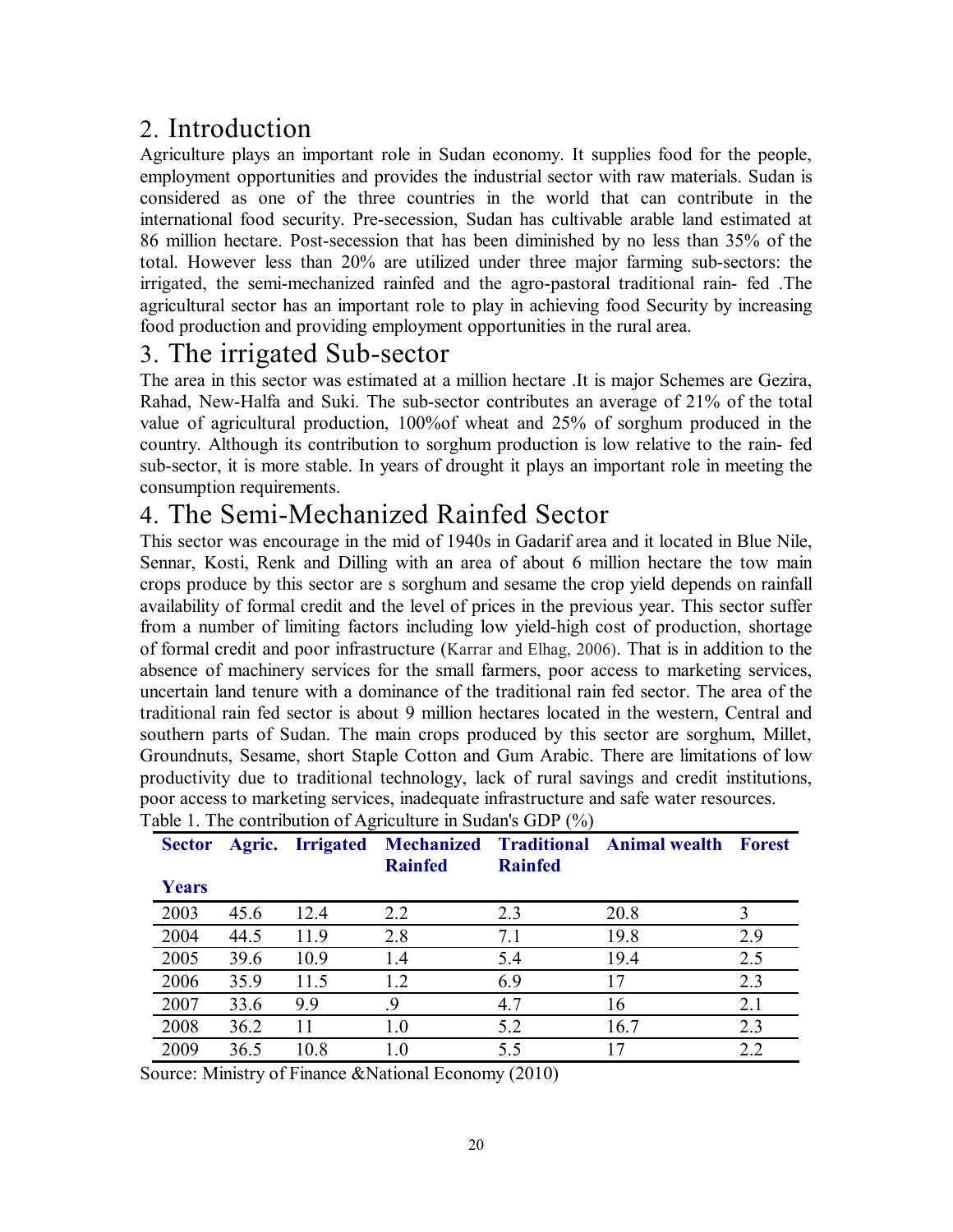## 2. Introduction

Agriculture plays an important role in Sudan economy. It supplies food for the people, employment opportunities and provides the industrial sector with raw materials. Sudan is considered as one of the three countries in the world that can contribute in the international food security. Pre-secession, Sudan has cultivable arable land estimated at 86 million hectare. Post-secession that has been diminished by no less than 35% of the total. However less than 20% are utilized under three major farming sub-sectors: the irrigated, the semi-mechanized rainfed and the agro-pastoral traditional rain- fed .The agricultural sector has an important role to play in achieving food Security by increasing food production and providing employment opportunities in the rural area.

## 3. The irrigated Sub-sector

The area in this sector was estimated at a million hectare .It is major Schemes are Gezira, Rahad, New-Halfa and Suki. The sub-sector contributes an average of 21% of the total value of agricultural production, 100%of wheat and 25% of sorghum produced in the country. Although its contribution to sorghum production is low relative to the rain- fed sub-sector, it is more stable. In years of drought it plays an important role in meeting the consumption requirements.

## 4. The Semi-Mechanized Rainfed Sector

This sector was encourage in the mid of 1940s in Gadarif area and it located in Blue Nile, Sennar, Kosti, Renk and Dilling with an area of about 6 million hectare the tow main crops produce by this sector are s sorghum and sesame the crop yield depends on rainfall availability of formal credit and the level of prices in the previous year. This sector suffer from a number of limiting factors including low yield-high cost of production, shortage of formal credit and poor infrastructure (Karrar and Elhag, 2006). That is in addition to the absence of machinery services for the small farmers, poor access to marketing services, uncertain land tenure with a dominance of the traditional rain fed sector. The area of the traditional rain fed sector is about 9 million hectares located in the western, Central and southern parts of Sudan. The main crops produced by this sector are sorghum, Millet, Groundnuts, Sesame, short Staple Cotton and Gum Arabic. There are limitations of low productivity due to traditional technology, lack of rural savings and credit institutions, poor access to marketing services, inadequate infrastructure and safe water resources.

Table 1. The contribution of Agriculture in Sudan's GDP (%)

| Sector / Years | Agric. | Irrigated | Mechanized Rainfed | Traditional Rainfed | Animal wealth | Forest |
|---|---|---|---|---|---|---|
| 2003 | 45.6 | 12.4 | 2.2 | 2.3 | 20.8 | 3 |
| 2004 | 44.5 | 11.9 | 2.8 | 7.1 | 19.8 | 2.9 |
| 2005 | 39.6 | 10.9 | 1.4 | 5.4 | 19.4 | 2.5 |
| 2006 | 35.9 | 11.5 | 1.2 | 6.9 | 17 | 2.3 |
| 2007 | 33.6 | 9.9 | .9 | 4.7 | 16 | 2.1 |
| 2008 | 36.2 | 11 | 1.0 | 5.2 | 16.7 | 2.3 |
| 2009 | 36.5 | 10.8 | 1.0 | 5.5 | 17 | 2.2 |

Source: Ministry of Finance &National Economy (2010)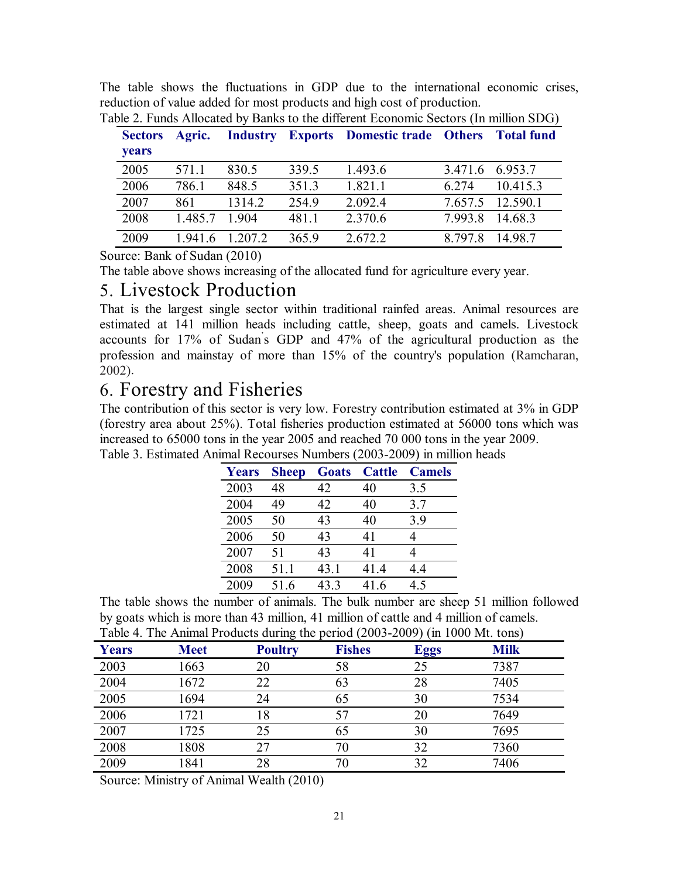The table shows the fluctuations in GDP due to the international economic crises, reduction of value added for most products and high cost of production.

Table 2. Funds Allocated by Banks to the different Economic Sectors (In million SDG)

| Sectors years | Agric. | Industry | Exports | Domestic trade | Others | Total fund |
|---|---|---|---|---|---|---|
| 2005 | 571.1 | 830.5 | 339.5 | 1.493.6 | 3.471.6 | 6.953.7 |
| 2006 | 786.1 | 848.5 | 351.3 | 1.821.1 | 6.274 | 10.415.3 |
| 2007 | 861 | 1314.2 | 254.9 | 2.092.4 | 7.657.5 | 12.590.1 |
| 2008 | 1.485.7 | 1.904 | 481.1 | 2.370.6 | 7.993.8 | 14.68.3 |
| 2009 | 1.941.6 | 1.207.2 | 365.9 | 2.672.2 | 8.797.8 | 14.98.7 |

Source: Bank of Sudan (2010)

The table above shows increasing of the allocated fund for agriculture every year.

# 5. Livestock Production

That is the largest single sector within traditional rainfed areas. Animal resources are estimated at 141 million heads including cattle, sheep, goats and camels. Livestock accounts for 17% of Sudan's GDP and 47% of the agricultural production as the profession and mainstay of more than 15% of the country's population (Ramcharan, 2002).

# 6. Forestry and Fisheries

The contribution of this sector is very low. Forestry contribution estimated at 3% in GDP (forestry area about 25%). Total fisheries production estimated at 56000 tons which was increased to 65000 tons in the year 2005 and reached 70 000 tons in the year 2009.

Table 3. Estimated Animal Recourses Numbers (2003-2009) in million heads

| Years | Sheep | Goats | Cattle | Camels |
|---|---|---|---|---|
| 2003 | 48 | 42 | 40 | 3.5 |
| 2004 | 49 | 42 | 40 | 3.7 |
| 2005 | 50 | 43 | 40 | 3.9 |
| 2006 | 50 | 43 | 41 | 4 |
| 2007 | 51 | 43 | 41 | 4 |
| 2008 | 51.1 | 43.1 | 41.4 | 4.4 |
| 2009 | 51.6 | 43.3 | 41.6 | 4.5 |

The table shows the number of animals. The bulk number are sheep 51 million followed by goats which is more than 43 million, 41 million of cattle and 4 million of camels.

Table 4. The Animal Products during the period (2003-2009) (in 1000 Mt. tons)

| Years | Meet | Poultry | Fishes | Eggs | Milk |
|---|---|---|---|---|---|
| 2003 | 1663 | 20 | 58 | 25 | 7387 |
| 2004 | 1672 | 22 | 63 | 28 | 7405 |
| 2005 | 1694 | 24 | 65 | 30 | 7534 |
| 2006 | 1721 | 18 | 57 | 20 | 7649 |
| 2007 | 1725 | 25 | 65 | 30 | 7695 |
| 2008 | 1808 | 27 | 70 | 32 | 7360 |
| 2009 | 1841 | 28 | 70 | 32 | 7406 |

Source: Ministry of Animal Wealth (2010)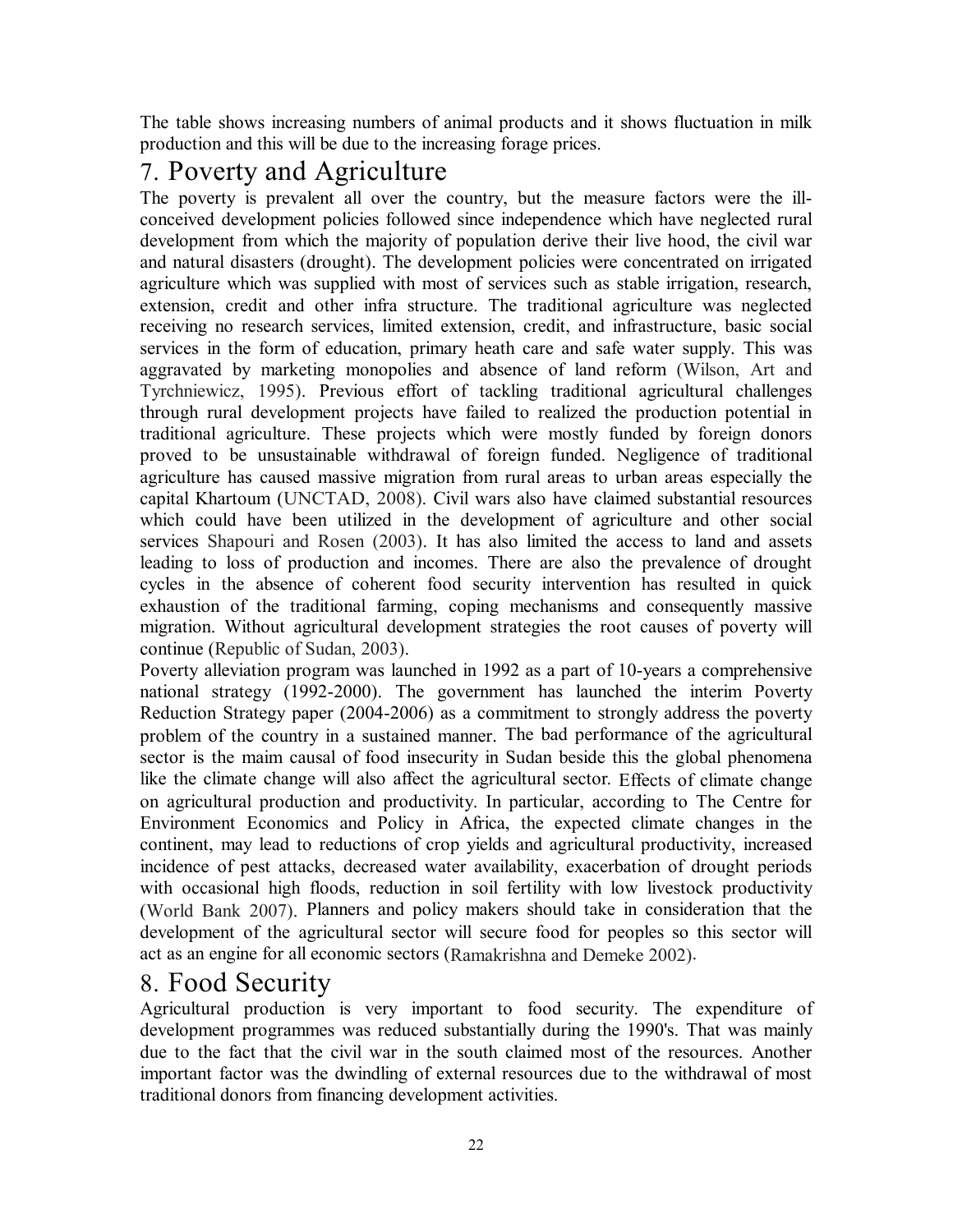The table shows increasing numbers of animal products and it shows fluctuation in milk production and this will be due to the increasing forage prices.

## 7. Poverty and Agriculture

The poverty is prevalent all over the country, but the measure factors were the ill-conceived development policies followed since independence which have neglected rural development from which the majority of population derive their live hood, the civil war and natural disasters (drought). The development policies were concentrated on irrigated agriculture which was supplied with most of services such as stable irrigation, research, extension, credit and other infra structure. The traditional agriculture was neglected receiving no research services, limited extension, credit, and infrastructure, basic social services in the form of education, primary heath care and safe water supply. This was aggravated by marketing monopolies and absence of land reform (Wilson, Art and Tyrchniewicz, 1995). Previous effort of tackling traditional agricultural challenges through rural development projects have failed to realized the production potential in traditional agriculture. These projects which were mostly funded by foreign donors proved to be unsustainable withdrawal of foreign funded. Negligence of traditional agriculture has caused massive migration from rural areas to urban areas especially the capital Khartoum (UNCTAD, 2008). Civil wars also have claimed substantial resources which could have been utilized in the development of agriculture and other social services Shapouri and Rosen (2003). It has also limited the access to land and assets leading to loss of production and incomes. There are also the prevalence of drought cycles in the absence of coherent food security intervention has resulted in quick exhaustion of the traditional farming, coping mechanisms and consequently massive migration. Without agricultural development strategies the root causes of poverty will continue (Republic of Sudan, 2003).

Poverty alleviation program was launched in 1992 as a part of 10-years a comprehensive national strategy (1992-2000). The government has launched the interim Poverty Reduction Strategy paper (2004-2006) as a commitment to strongly address the poverty problem of the country in a sustained manner. The bad performance of the agricultural sector is the maim causal of food insecurity in Sudan beside this the global phenomena like the climate change will also affect the agricultural sector. Effects of climate change on agricultural production and productivity. In particular, according to The Centre for Environment Economics and Policy in Africa, the expected climate changes in the continent, may lead to reductions of crop yields and agricultural productivity, increased incidence of pest attacks, decreased water availability, exacerbation of drought periods with occasional high floods, reduction in soil fertility with low livestock productivity (World Bank 2007). Planners and policy makers should take in consideration that the development of the agricultural sector will secure food for peoples so this sector will act as an engine for all economic sectors (Ramakrishna and Demeke 2002).

## 8. Food Security

Agricultural production is very important to food security. The expenditure of development programmes was reduced substantially during the 1990's. That was mainly due to the fact that the civil war in the south claimed most of the resources. Another important factor was the dwindling of external resources due to the withdrawal of most traditional donors from financing development activities.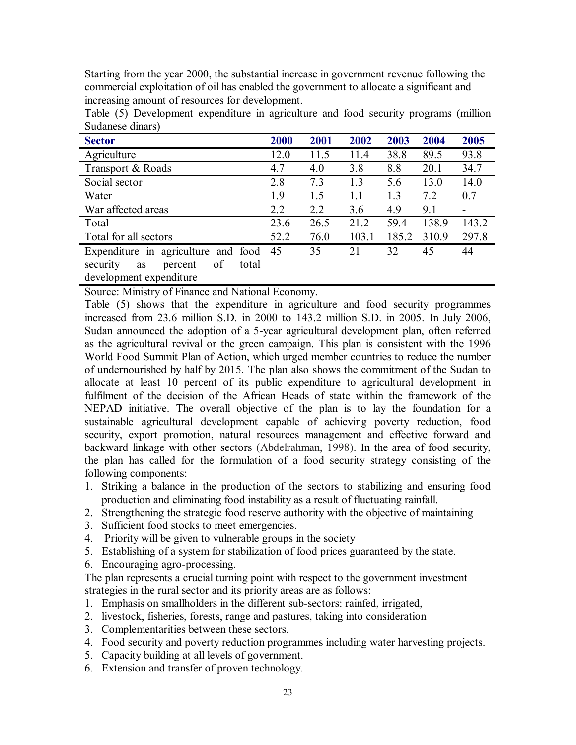Starting from the year 2000, the substantial increase in government revenue following the commercial exploitation of oil has enabled the government to allocate a significant and increasing amount of resources for development.

Table (5) Development expenditure in agriculture and food security programs (million Sudanese dinars)

| Sector | 2000 | 2001 | 2002 | 2003 | 2004 | 2005 |
|---|---|---|---|---|---|---|
| Agriculture | 12.0 | 11.5 | 11.4 | 38.8 | 89.5 | 93.8 |
| Transport & Roads | 4.7 | 4.0 | 3.8 | 8.8 | 20.1 | 34.7 |
| Social sector | 2.8 | 7.3 | 1.3 | 5.6 | 13.0 | 14.0 |
| Water | 1.9 | 1.5 | 1.1 | 1.3 | 7.2 | 0.7 |
| War affected areas | 2.2 | 2.2 | 3.6 | 4.9 | 9.1 | - |
| Total | 23.6 | 26.5 | 21.2 | 59.4 | 138.9 | 143.2 |
| Total for all sectors | 52.2 | 76.0 | 103.1 | 185.2 | 310.9 | 297.8 |
| Expenditure in agriculture and food security as percent of total development expenditure | 45 | 35 | 21 | 32 | 45 | 44 |

Source: Ministry of Finance and National Economy.

Table (5) shows that the expenditure in agriculture and food security programmes increased from 23.6 million S.D. in 2000 to 143.2 million S.D. in 2005. In July 2006, Sudan announced the adoption of a 5-year agricultural development plan, often referred as the agricultural revival or the green campaign. This plan is consistent with the 1996 World Food Summit Plan of Action, which urged member countries to reduce the number of undernourished by half by 2015. The plan also shows the commitment of the Sudan to allocate at least 10 percent of its public expenditure to agricultural development in fulfilment of the decision of the African Heads of state within the framework of the NEPAD initiative. The overall objective of the plan is to lay the foundation for a sustainable agricultural development capable of achieving poverty reduction, food security, export promotion, natural resources management and effective forward and backward linkage with other sectors (Abdelrahman, 1998). In the area of food security, the plan has called for the formulation of a food security strategy consisting of the following components:

1. Striking a balance in the production of the sectors to stabilizing and ensuring food production and eliminating food instability as a result of fluctuating rainfall.
2. Strengthening the strategic food reserve authority with the objective of maintaining
3. Sufficient food stocks to meet emergencies.
4. Priority will be given to vulnerable groups in the society
5. Establishing of a system for stabilization of food prices guaranteed by the state.
6. Encouraging agro-processing.

The plan represents a crucial turning point with respect to the government investment strategies in the rural sector and its priority areas are as follows:

1. Emphasis on smallholders in the different sub-sectors: rainfed, irrigated,
2. livestock, fisheries, forests, range and pastures, taking into consideration
3. Complementarities between these sectors.
4. Food security and poverty reduction programmes including water harvesting projects.
5. Capacity building at all levels of government.
6. Extension and transfer of proven technology.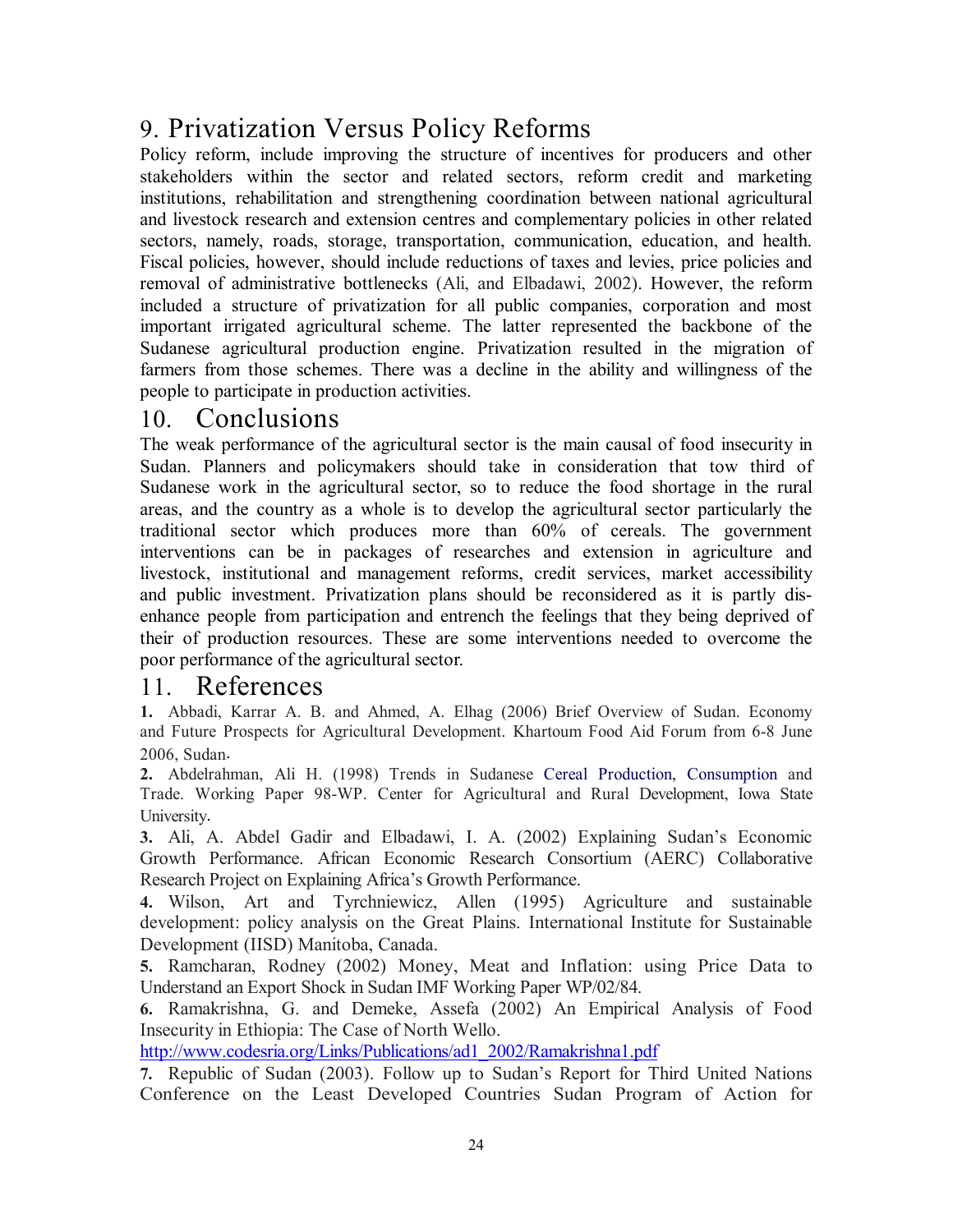## 9. Privatization Versus Policy Reforms

Policy reform, include improving the structure of incentives for producers and other stakeholders within the sector and related sectors, reform credit and marketing institutions, rehabilitation and strengthening coordination between national agricultural and livestock research and extension centres and complementary policies in other related sectors, namely, roads, storage, transportation, communication, education, and health. Fiscal policies, however, should include reductions of taxes and levies, price policies and removal of administrative bottlenecks (Ali, and Elbadawi, 2002). However, the reform included a structure of privatization for all public companies, corporation and most important irrigated agricultural scheme. The latter represented the backbone of the Sudanese agricultural production engine. Privatization resulted in the migration of farmers from those schemes. There was a decline in the ability and willingness of the people to participate in production activities.

## 10. Conclusions

The weak performance of the agricultural sector is the main causal of food insecurity in Sudan. Planners and policymakers should take in consideration that tow third of Sudanese work in the agricultural sector, so to reduce the food shortage in the rural areas, and the country as a whole is to develop the agricultural sector particularly the traditional sector which produces more than 60% of cereals. The government interventions can be in packages of researches and extension in agriculture and livestock, institutional and management reforms, credit services, market accessibility and public investment. Privatization plans should be reconsidered as it is partly dis-enhance people from participation and entrench the feelings that they being deprived of their of production resources. These are some interventions needed to overcome the poor performance of the agricultural sector.

## 11. References

**1.** Abbadi, Karrar A. B. and Ahmed, A. Elhag (2006) Brief Overview of Sudan. Economy and Future Prospects for Agricultural Development. Khartoum Food Aid Forum from 6-8 June 2006, Sudan.

**2.** Abdelrahman, Ali H. (1998) Trends in Sudanese Cereal Production, Consumption and Trade. Working Paper 98-WP. Center for Agricultural and Rural Development, Iowa State University.

**3.** Ali, A. Abdel Gadir and Elbadawi, I. A. (2002) Explaining Sudan's Economic Growth Performance. African Economic Research Consortium (AERC) Collaborative Research Project on Explaining Africa's Growth Performance.

**4.** Wilson, Art and Tyrchniewicz, Allen (1995) Agriculture and sustainable development: policy analysis on the Great Plains. International Institute for Sustainable Development (IISD) Manitoba, Canada.

**5.** Ramcharan, Rodney (2002) Money, Meat and Inflation: using Price Data to Understand an Export Shock in Sudan IMF Working Paper WP/02/84.

**6.** Ramakrishna, G. and Demeke, Assefa (2002) An Empirical Analysis of Food Insecurity in Ethiopia: The Case of North Wello.
http://www.codesria.org/Links/Publications/ad1_2002/Ramakrishna1.pdf

**7.** Republic of Sudan (2003). Follow up to Sudan's Report for Third United Nations Conference on the Least Developed Countries Sudan Program of Action for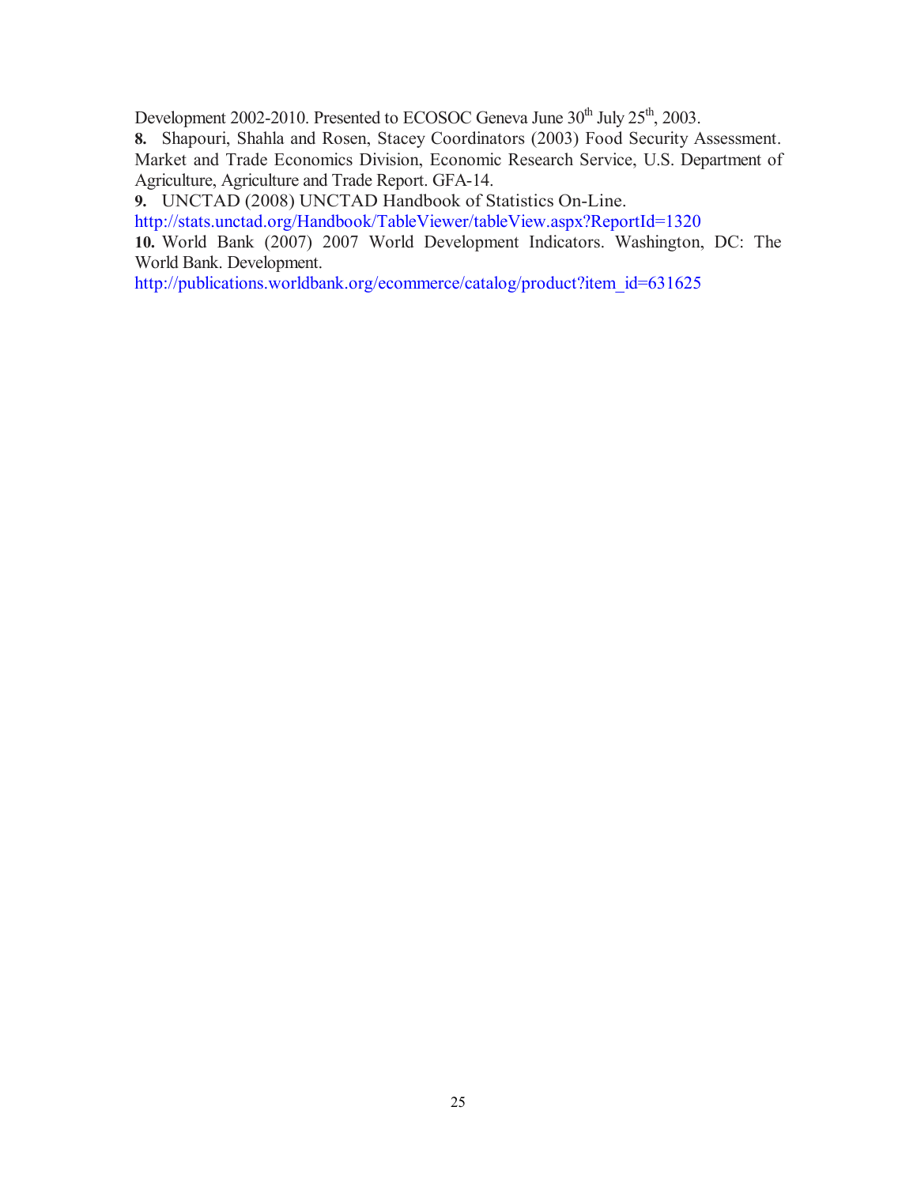Development 2002-2010. Presented to ECOSOC Geneva June 30th July 25th, 2003.

**8.** Shapouri, Shahla and Rosen, Stacey Coordinators (2003) Food Security Assessment. Market and Trade Economics Division, Economic Research Service, U.S. Department of Agriculture, Agriculture and Trade Report. GFA-14.

**9.** UNCTAD (2008) UNCTAD Handbook of Statistics On-Line. http://stats.unctad.org/Handbook/TableViewer/tableView.aspx?ReportId=1320

**10.** World Bank (2007) 2007 World Development Indicators. Washington, DC: The World Bank. Development. http://publications.worldbank.org/ecommerce/catalog/product?item_id=631625